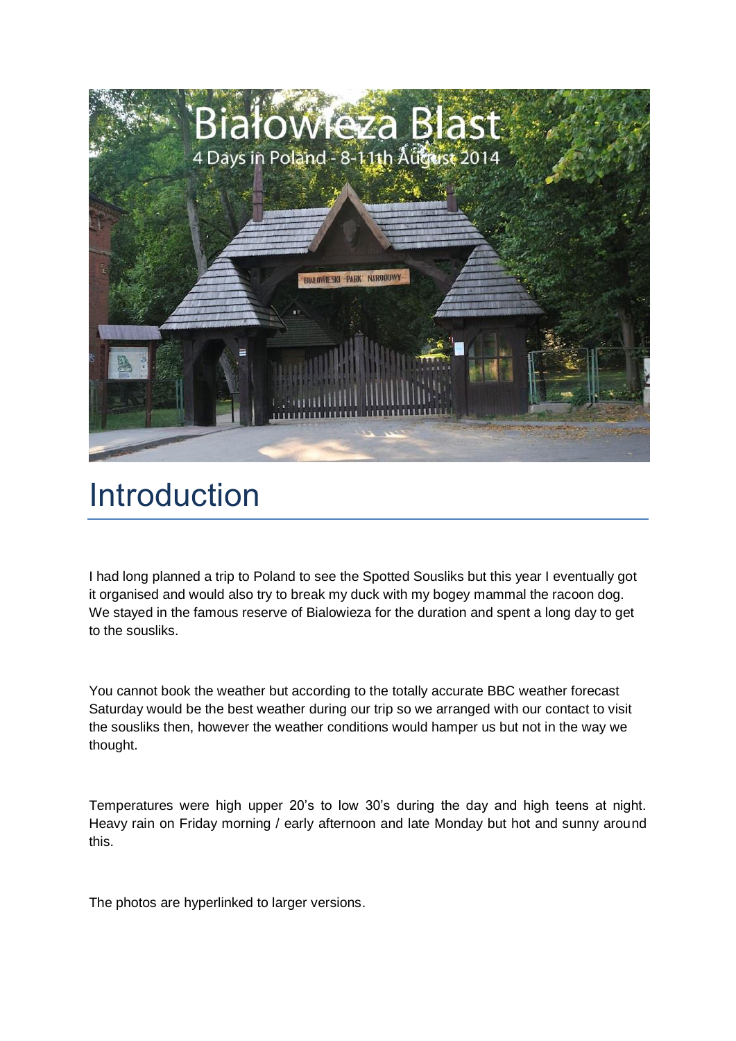# Białowieża Blast

4 Days in Poland - 8-11th August 2014

## Introduction

I had long planned a trip to Poland to see the Spotted Sousliks but this year I eventually got it organised and would also try to break my duck with my bogey mammal the racoon dog. We stayed in the famous reserve of Bialowieza for the duration and spent a long day to get to the sousliks.

You cannot book the weather but according to the totally accurate BBC weather forecast Saturday would be the best weather during our trip so we arranged with our contact to visit the sousliks then, however the weather conditions would hamper us but not in the way we thought.

Temperatures were high upper 20's to low 30's during the day and high teens at night. Heavy rain on Friday morning / early afternoon and late Monday but hot and sunny around this.

The photos are hyperlinked to larger versions.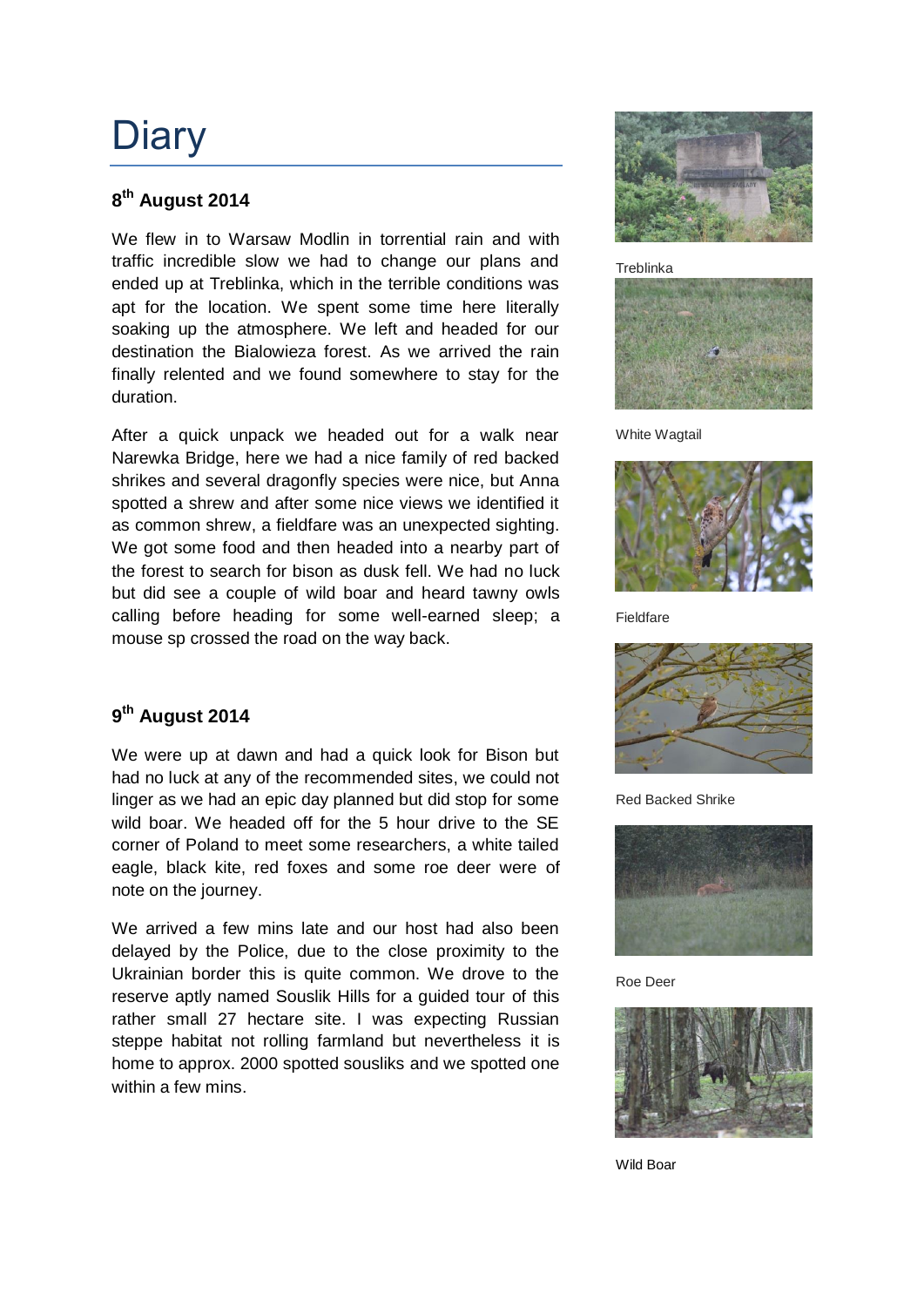# Diary

## 8th August 2014

We flew in to Warsaw Modlin in torrential rain and with traffic incredible slow we had to change our plans and ended up at Treblinka, which in the terrible conditions was apt for the location. We spent some time here literally soaking up the atmosphere. We left and headed for our destination the Bialowieza forest. As we arrived the rain finally relented and we found somewhere to stay for the duration.

After a quick unpack we headed out for a walk near Narewka Bridge, here we had a nice family of red backed shrikes and several dragonfly species were nice, but Anna spotted a shrew and after some nice views we identified it as common shrew, a fieldfare was an unexpected sighting. We got some food and then headed into a nearby part of the forest to search for bison as dusk fell. We had no luck but did see a couple of wild boar and heard tawny owls calling before heading for some well-earned sleep; a mouse sp crossed the road on the way back.

## 9th August 2014

We were up at dawn and had a quick look for Bison but had no luck at any of the recommended sites, we could not linger as we had an epic day planned but did stop for some wild boar. We headed off for the 5 hour drive to the SE corner of Poland to meet some researchers, a white tailed eagle, black kite, red foxes and some roe deer were of note on the journey.

We arrived a few mins late and our host had also been delayed by the Police, due to the close proximity to the Ukrainian border this is quite common. We drove to the reserve aptly named Souslik Hills for a guided tour of this rather small 27 hectare site. I was expecting Russian steppe habitat not rolling farmland but nevertheless it is home to approx. 2000 spotted sousliks and we spotted one within a few mins.

Treblinka

White Wagtail

Fieldfare

Red Backed Shrike

Roe Deer

Wild Boar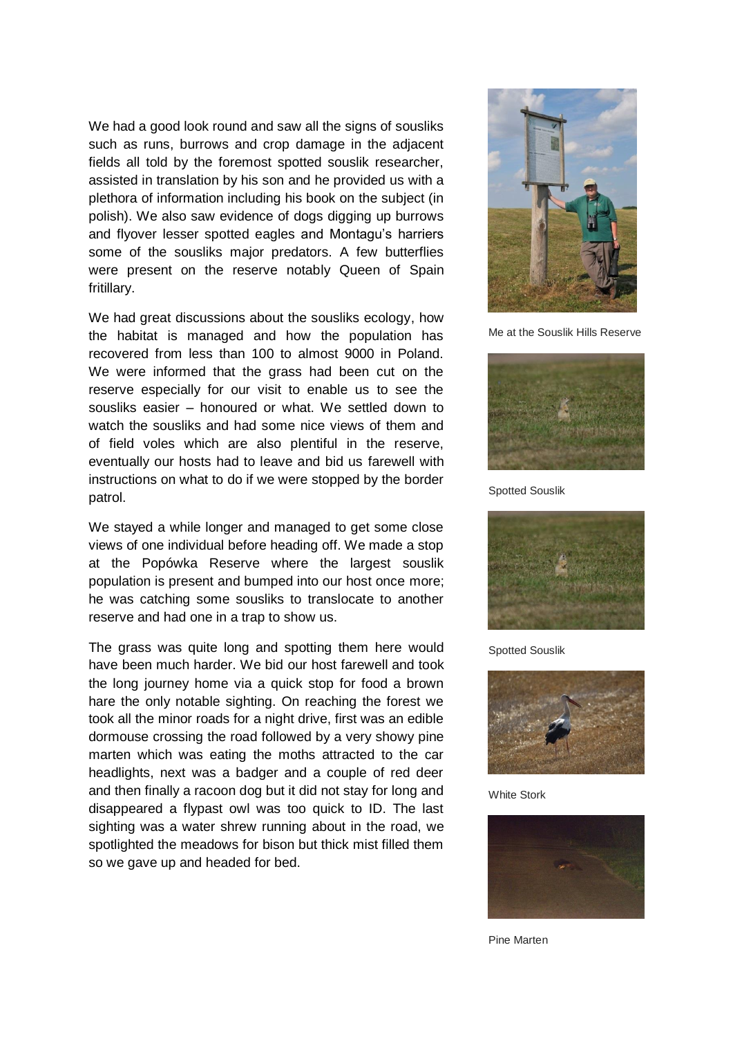We had a good look round and saw all the signs of sousliks such as runs, burrows and crop damage in the adjacent fields all told by the foremost spotted souslik researcher, assisted in translation by his son and he provided us with a plethora of information including his book on the subject (in polish). We also saw evidence of dogs digging up burrows and flyover lesser spotted eagles and Montagu's harriers some of the sousliks major predators. A few butterflies were present on the reserve notably Queen of Spain fritillary.

We had great discussions about the sousliks ecology, how the habitat is managed and how the population has recovered from less than 100 to almost 9000 in Poland. We were informed that the grass had been cut on the reserve especially for our visit to enable us to see the sousliks easier – honoured or what. We settled down to watch the sousliks and had some nice views of them and of field voles which are also plentiful in the reserve, eventually our hosts had to leave and bid us farewell with instructions on what to do if we were stopped by the border patrol.

We stayed a while longer and managed to get some close views of one individual before heading off. We made a stop at the Popówka Reserve where the largest souslik population is present and bumped into our host once more; he was catching some sousliks to translocate to another reserve and had one in a trap to show us.

The grass was quite long and spotting them here would have been much harder. We bid our host farewell and took the long journey home via a quick stop for food a brown hare the only notable sighting. On reaching the forest we took all the minor roads for a night drive, first was an edible dormouse crossing the road followed by a very showy pine marten which was eating the moths attracted to the car headlights, next was a badger and a couple of red deer and then finally a racoon dog but it did not stay for long and disappeared a flypast owl was too quick to ID. The last sighting was a water shrew running about in the road, we spotlighted the meadows for bison but thick mist filled them so we gave up and headed for bed.

Me at the Souslik Hills Reserve

Spotted Souslik

Spotted Souslik

White Stork

Pine Marten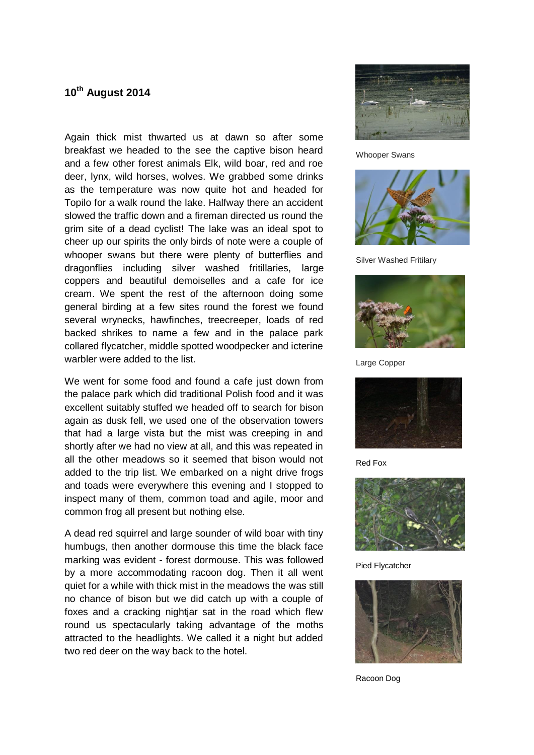## 10th August 2014

Again thick mist thwarted us at dawn so after some breakfast we headed to the see the captive bison heard and a few other forest animals Elk, wild boar, red and roe deer, lynx, wild horses, wolves. We grabbed some drinks as the temperature was now quite hot and headed for Topilo for a walk round the lake. Halfway there an accident slowed the traffic down and a fireman directed us round the grim site of a dead cyclist! The lake was an ideal spot to cheer up our spirits the only birds of note were a couple of whooper swans but there were plenty of butterflies and dragonflies including silver washed fritillaries, large coppers and beautiful demoiselles and a cafe for ice cream. We spent the rest of the afternoon doing some general birding at a few sites round the forest we found several wrynecks, hawfinches, treecreeper, loads of red backed shrikes to name a few and in the palace park collared flycatcher, middle spotted woodpecker and icterine warbler were added to the list.

We went for some food and found a cafe just down from the palace park which did traditional Polish food and it was excellent suitably stuffed we headed off to search for bison again as dusk fell, we used one of the observation towers that had a large vista but the mist was creeping in and shortly after we had no view at all, and this was repeated in all the other meadows so it seemed that bison would not added to the trip list. We embarked on a night drive frogs and toads were everywhere this evening and I stopped to inspect many of them, common toad and agile, moor and common frog all present but nothing else.

A dead red squirrel and large sounder of wild boar with tiny humbugs, then another dormouse this time the black face marking was evident - forest dormouse. This was followed by a more accommodating racoon dog. Then it all went quiet for a while with thick mist in the meadows the was still no chance of bison but we did catch up with a couple of foxes and a cracking nightjar sat in the road which flew round us spectacularly taking advantage of the moths attracted to the headlights. We called it a night but added two red deer on the way back to the hotel.

Whooper Swans

Silver Washed Fritilary

Large Copper

Red Fox

Pied Flycatcher

Racoon Dog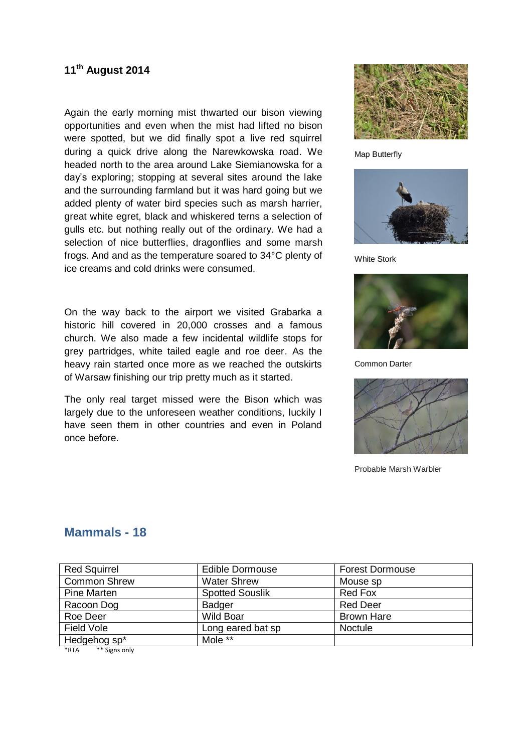**11th August 2014**

Again the early morning mist thwarted our bison viewing opportunities and even when the mist had lifted no bison were spotted, but we did finally spot a live red squirrel during a quick drive along the Narewkowska road. We headed north to the area around Lake Siemianowska for a day's exploring; stopping at several sites around the lake and the surrounding farmland but it was hard going but we added plenty of water bird species such as marsh harrier, great white egret, black and whiskered terns a selection of gulls etc. but nothing really out of the ordinary. We had a selection of nice butterflies, dragonflies and some marsh frogs. And and as the temperature soared to 34°C plenty of ice creams and cold drinks were consumed.

On the way back to the airport we visited Grabarka a historic hill covered in 20,000 crosses and a famous church. We also made a few incidental wildlife stops for grey partridges, white tailed eagle and roe deer. As the heavy rain started once more as we reached the outskirts of Warsaw finishing our trip pretty much as it started.

The only real target missed were the Bison which was largely due to the unforeseen weather conditions, luckily I have seen them in other countries and even in Poland once before.

Map Butterfly

White Stork

Common Darter

Probable Marsh Warbler

## Mammals - 18

| | | |
|---|---|---|
| Red Squirrel | Edible Dormouse | Forest Dormouse |
| Common Shrew | Water Shrew | Mouse sp |
| Pine Marten | Spotted Souslik | Red Fox |
| Racoon Dog | Badger | Red Deer |
| Roe Deer | Wild Boar | Brown Hare |
| Field Vole | Long eared bat sp | Noctule |
| Hedgehog sp* | Mole ** | |

*RTA ** Signs only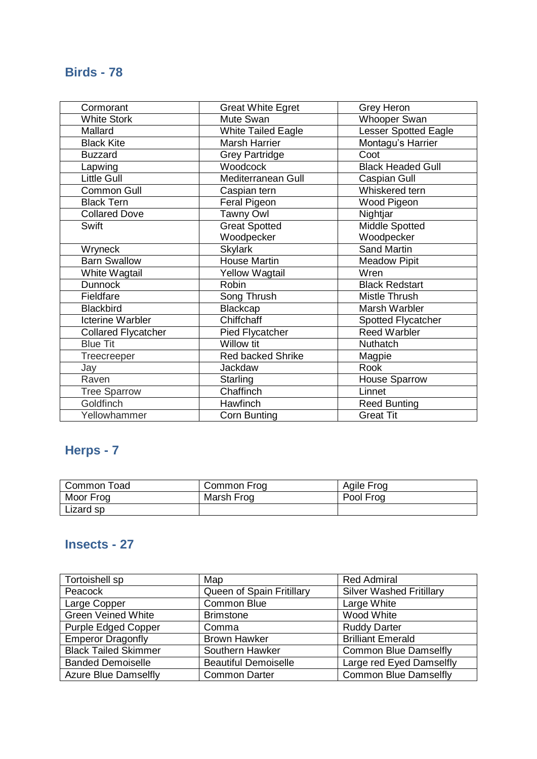## Birds - 78

| | | |
|---|---|---|
| Cormorant | Great White Egret | Grey Heron |
| White Stork | Mute Swan | Whooper Swan |
| Mallard | White Tailed Eagle | Lesser Spotted Eagle |
| Black Kite | Marsh Harrier | Montagu's Harrier |
| Buzzard | Grey Partridge | Coot |
| Lapwing | Woodcock | Black Headed Gull |
| Little Gull | Mediterranean Gull | Caspian Gull |
| Common Gull | Caspian tern | Whiskered tern |
| Black Tern | Feral Pigeon | Wood Pigeon |
| Collared Dove | Tawny Owl | Nightjar |
| Swift | Great Spotted Woodpecker | Middle Spotted Woodpecker |
| Wryneck | Skylark | Sand Martin |
| Barn Swallow | House Martin | Meadow Pipit |
| White Wagtail | Yellow Wagtail | Wren |
| Dunnock | Robin | Black Redstart |
| Fieldfare | Song Thrush | Mistle Thrush |
| Blackbird | Blackcap | Marsh Warbler |
| Icterine Warbler | Chiffchaff | Spotted Flycatcher |
| Collared Flycatcher | Pied Flycatcher | Reed Warbler |
| Blue Tit | Willow tit | Nuthatch |
| Treecreeper | Red backed Shrike | Magpie |
| Jay | Jackdaw | Rook |
| Raven | Starling | House Sparrow |
| Tree Sparrow | Chaffinch | Linnet |
| Goldfinch | Hawfinch | Reed Bunting |
| Yellowhammer | Corn Bunting | Great Tit |

## Herps - 7

| | | |
|---|---|---|
| Common Toad | Common Frog | Agile Frog |
| Moor Frog | Marsh Frog | Pool Frog |
| Lizard sp | | |

## Insects - 27

| | | |
|---|---|---|
| Tortoishell sp | Map | Red Admiral |
| Peacock | Queen of Spain Fritillary | Silver Washed Fritillary |
| Large Copper | Common Blue | Large White |
| Green Veined White | Brimstone | Wood White |
| Purple Edged Copper | Comma | Ruddy Darter |
| Emperor Dragonfly | Brown Hawker | Brilliant Emerald |
| Black Tailed Skimmer | Southern Hawker | Common Blue Damselfly |
| Banded Demoiselle | Beautiful Demoiselle | Large red Eyed Damselfly |
| Azure Blue Damselfly | Common Darter | Common Blue Damselfly |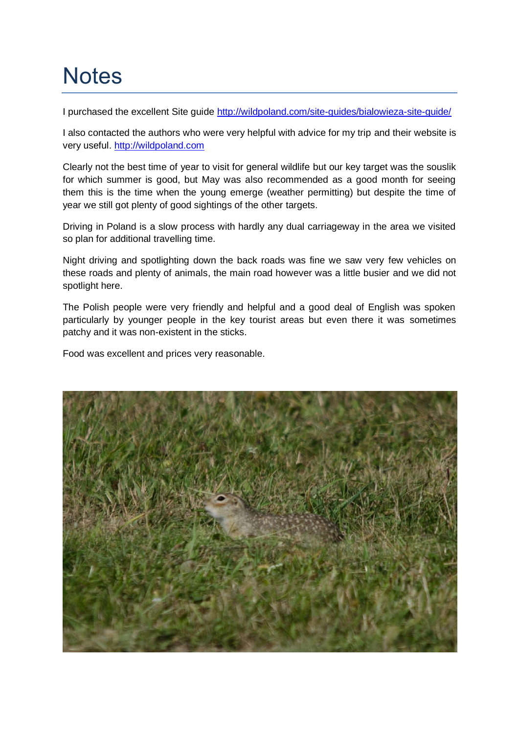# Notes

I purchased the excellent Site guide [http://wildpoland.com/site-guides/bialowieza-site-guide/](http://wildpoland.com/site-guides/bialowieza-site-guide/)

I also contacted the authors who were very helpful with advice for my trip and their website is very useful. [http://wildpoland.com](http://wildpoland.com)

Clearly not the best time of year to visit for general wildlife but our key target was the souslik for which summer is good, but May was also recommended as a good month for seeing them this is the time when the young emerge (weather permitting) but despite the time of year we still got plenty of good sightings of the other targets.

Driving in Poland is a slow process with hardly any dual carriageway in the area we visited so plan for additional travelling time.

Night driving and spotlighting down the back roads was fine we saw very few vehicles on these roads and plenty of animals, the main road however was a little busier and we did not spotlight here.

The Polish people were very friendly and helpful and a good deal of English was spoken particularly by younger people in the key tourist areas but even there it was sometimes patchy and it was non-existent in the sticks.

Food was excellent and prices very reasonable.